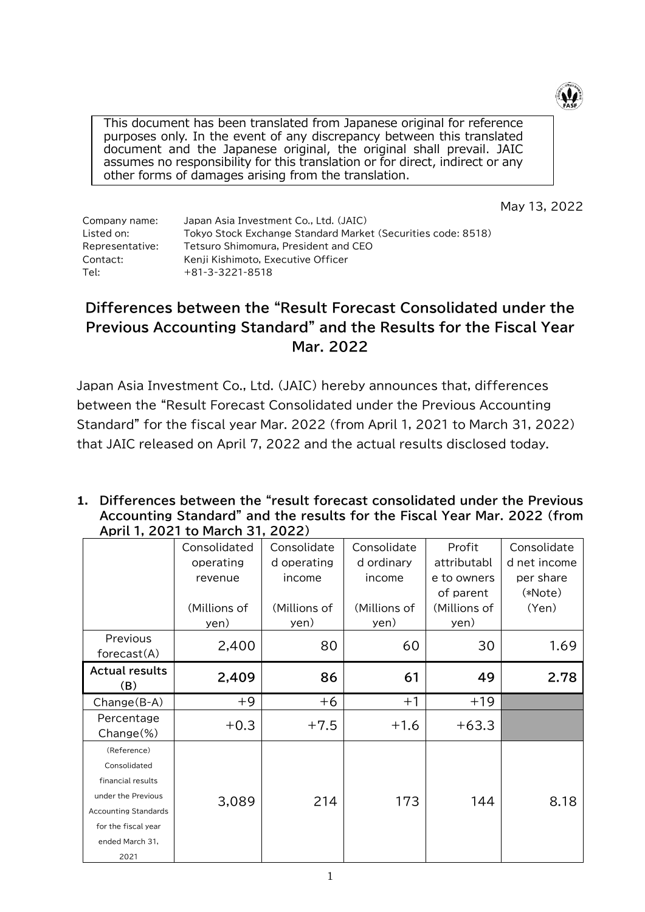This document has been translated from Japanese original for reference purposes only. In the event of any discrepancy between this translated document and the Japanese original, the original shall prevail. JAIC assumes no responsibility for this translation or for direct, indirect or any other forms of damages arising from the translation.

May 13, 2022

Company name: Japan Asia Investment Co., Ltd. (JAIC)
Listed on: Tokyo Stock Exchange Standard Market (Securities code: 8518)
Representative: Tetsuro Shimomura, President and CEO
Contact: Kenji Kishimoto, Executive Officer
Tel: +81-3-3221-8518

# Differences between the "Result Forecast Consolidated under the Previous Accounting Standard" and the Results for the Fiscal Year Mar. 2022

Japan Asia Investment Co., Ltd. (JAIC) hereby announces that, differences between the "Result Forecast Consolidated under the Previous Accounting Standard" for the fiscal year Mar. 2022 (from April 1, 2021 to March 31, 2022) that JAIC released on April 7, 2022 and the actual results disclosed today.

**1. Differences between the "result forecast consolidated under the Previous Accounting Standard" and the results for the Fiscal Year Mar. 2022 (from April 1, 2021 to March 31, 2022)**

| | Consolidated operating revenue (Millions of yen) | Consolidated operating income (Millions of yen) | Consolidated ordinary income (Millions of yen) | Profit attributable to owners of parent (Millions of yen) | Consolidated net income per share (*Note) (Yen) |
|---|---|---|---|---|---|
| Previous forecast(A) | 2,400 | 80 | 60 | 30 | 1.69 |
| **Actual results (B)** | **2,409** | **86** | **61** | **49** | **2.78** |
| Change(B-A) | +9 | +6 | +1 | +19 | |
| Percentage Change(%) | +0.3 | +7.5 | +1.6 | +63.3 | |
| (Reference) Consolidated financial results under the Previous Accounting Standards for the fiscal year ended March 31, 2021 | 3,089 | 214 | 173 | 144 | 8.18 |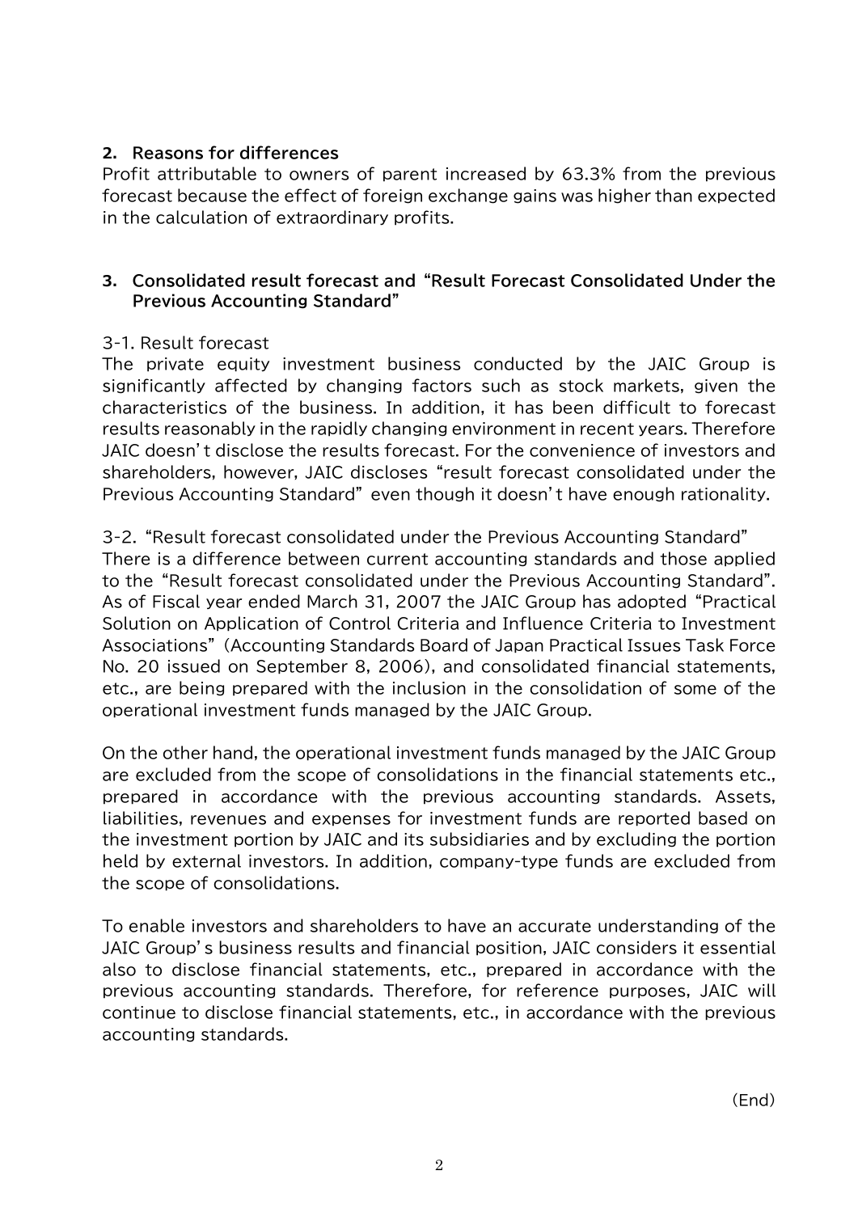## 2. Reasons for differences

Profit attributable to owners of parent increased by 63.3% from the previous forecast because the effect of foreign exchange gains was higher than expected in the calculation of extraordinary profits.

## 3. Consolidated result forecast and "Result Forecast Consolidated Under the Previous Accounting Standard"

3-1. Result forecast

The private equity investment business conducted by the JAIC Group is significantly affected by changing factors such as stock markets, given the characteristics of the business. In addition, it has been difficult to forecast results reasonably in the rapidly changing environment in recent years. Therefore JAIC doesn't disclose the results forecast. For the convenience of investors and shareholders, however, JAIC discloses "result forecast consolidated under the Previous Accounting Standard" even though it doesn't have enough rationality.

3-2. "Result forecast consolidated under the Previous Accounting Standard"

There is a difference between current accounting standards and those applied to the "Result forecast consolidated under the Previous Accounting Standard". As of Fiscal year ended March 31, 2007 the JAIC Group has adopted "Practical Solution on Application of Control Criteria and Influence Criteria to Investment Associations" (Accounting Standards Board of Japan Practical Issues Task Force No. 20 issued on September 8, 2006), and consolidated financial statements, etc., are being prepared with the inclusion in the consolidation of some of the operational investment funds managed by the JAIC Group.

On the other hand, the operational investment funds managed by the JAIC Group are excluded from the scope of consolidations in the financial statements etc., prepared in accordance with the previous accounting standards. Assets, liabilities, revenues and expenses for investment funds are reported based on the investment portion by JAIC and its subsidiaries and by excluding the portion held by external investors. In addition, company-type funds are excluded from the scope of consolidations.

To enable investors and shareholders to have an accurate understanding of the JAIC Group's business results and financial position, JAIC considers it essential also to disclose financial statements, etc., prepared in accordance with the previous accounting standards. Therefore, for reference purposes, JAIC will continue to disclose financial statements, etc., in accordance with the previous accounting standards.

(End)